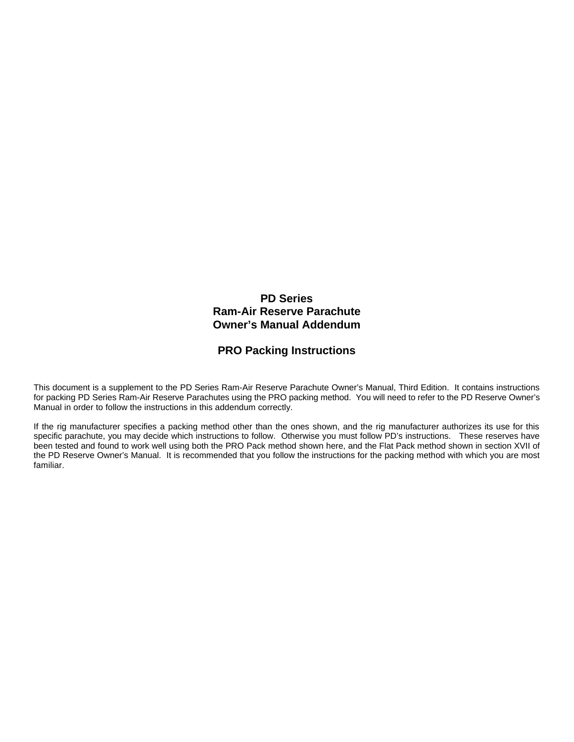# PD Series
# Ram-Air Reserve Parachute
# Owner's Manual Addendum

## PRO Packing Instructions

This document is a supplement to the PD Series Ram-Air Reserve Parachute Owner's Manual, Third Edition. It contains instructions for packing PD Series Ram-Air Reserve Parachutes using the PRO packing method. You will need to refer to the PD Reserve Owner's Manual in order to follow the instructions in this addendum correctly.

If the rig manufacturer specifies a packing method other than the ones shown, and the rig manufacturer authorizes its use for this specific parachute, you may decide which instructions to follow. Otherwise you must follow PD's instructions. These reserves have been tested and found to work well using both the PRO Pack method shown here, and the Flat Pack method shown in section XVII of the PD Reserve Owner's Manual. It is recommended that you follow the instructions for the packing method with which you are most familiar.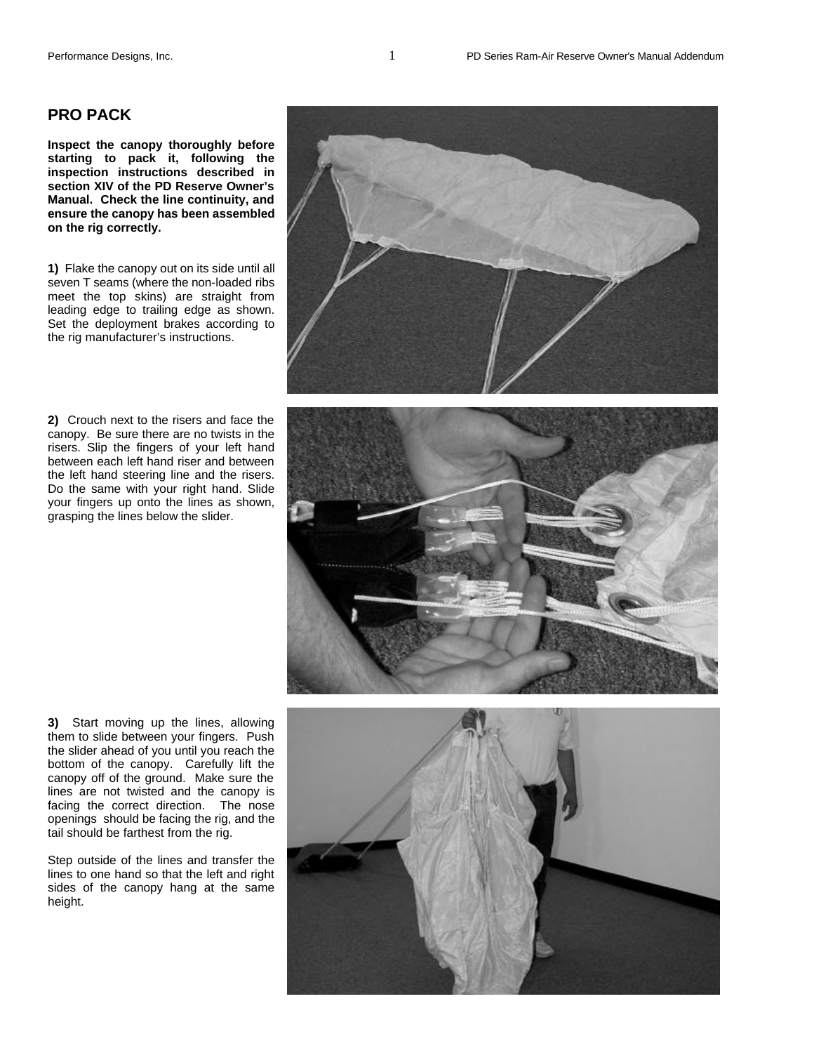## PRO PACK

**Inspect the canopy thoroughly before starting to pack it, following the inspection instructions described in section XIV of the PD Reserve Owner's Manual. Check the line continuity, and ensure the canopy has been assembled on the rig correctly.**

**1)** Flake the canopy out on its side until all seven T seams (where the non-loaded ribs meet the top skins) are straight from leading edge to trailing edge as shown. Set the deployment brakes according to the rig manufacturer's instructions.

**2)** Crouch next to the risers and face the canopy. Be sure there are no twists in the risers. Slip the fingers of your left hand between each left hand riser and between the left hand steering line and the risers. Do the same with your right hand. Slide your fingers up onto the lines as shown, grasping the lines below the slider.

**3)** Start moving up the lines, allowing them to slide between your fingers. Push the slider ahead of you until you reach the bottom of the canopy. Carefully lift the canopy off of the ground. Make sure the lines are not twisted and the canopy is facing the correct direction. The nose openings should be facing the rig, and the tail should be farthest from the rig.

Step outside of the lines and transfer the lines to one hand so that the left and right sides of the canopy hang at the same height.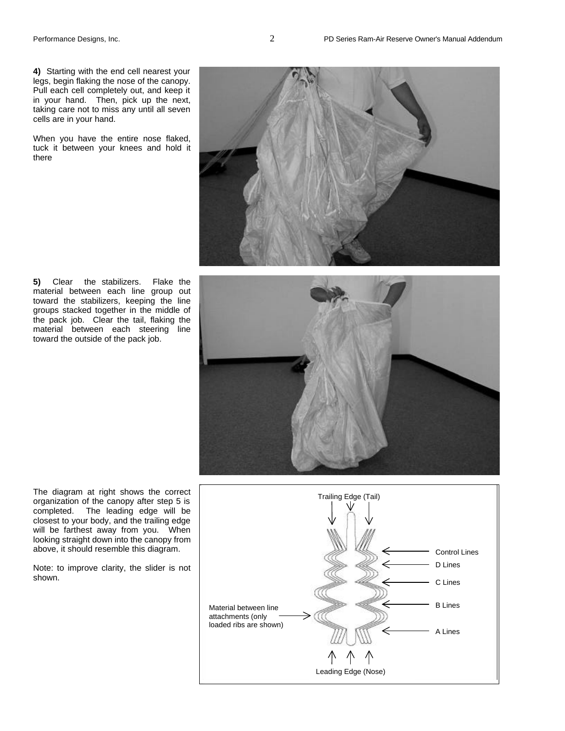**4)** Starting with the end cell nearest your legs, begin flaking the nose of the canopy. Pull each cell completely out, and keep it in your hand. Then, pick up the next, taking care not to miss any until all seven cells are in your hand.

When you have the entire nose flaked, tuck it between your knees and hold it there

**5)** Clear the stabilizers. Flake the material between each line group out toward the stabilizers, keeping the line groups stacked together in the middle of the pack job. Clear the tail, flaking the material between each steering line toward the outside of the pack job.

The diagram at right shows the correct organization of the canopy after step 5 is completed. The leading edge will be closest to your body, and the trailing edge will be farthest away from you. When looking straight down into the canopy from above, it should resemble this diagram.

Note: to improve clarity, the slider is not shown.

Trailing Edge (Tail)

Control Lines

D Lines

C Lines

B Lines

A Lines

Material between line attachments (only loaded ribs are shown)

Leading Edge (Nose)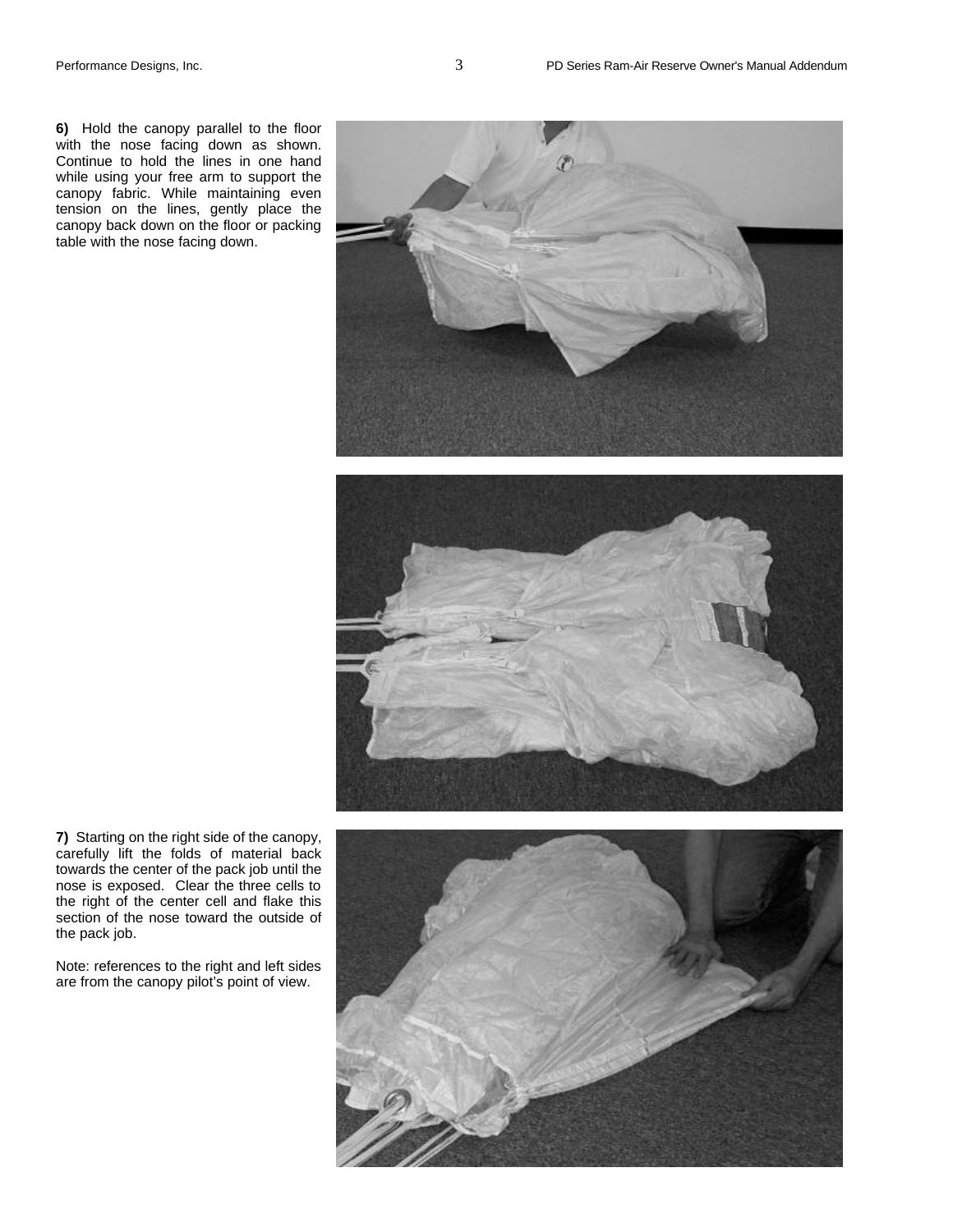**6)** Hold the canopy parallel to the floor with the nose facing down as shown. Continue to hold the lines in one hand while using your free arm to support the canopy fabric. While maintaining even tension on the lines, gently place the canopy back down on the floor or packing table with the nose facing down.

**7)** Starting on the right side of the canopy, carefully lift the folds of material back towards the center of the pack job until the nose is exposed. Clear the three cells to the right of the center cell and flake this section of the nose toward the outside of the pack job.

Note: references to the right and left sides are from the canopy pilot's point of view.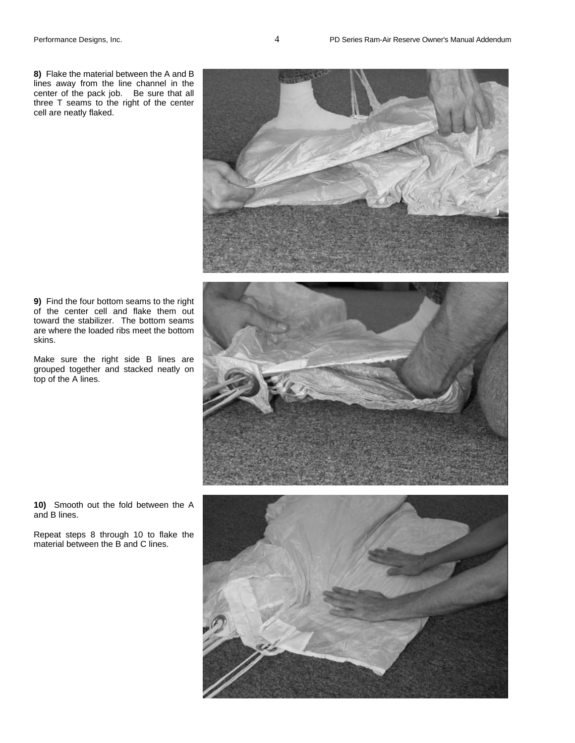**8)** Flake the material between the A and B lines away from the line channel in the center of the pack job. Be sure that all three T seams to the right of the center cell are neatly flaked.

**9)** Find the four bottom seams to the right of the center cell and flake them out toward the stabilizer. The bottom seams are where the loaded ribs meet the bottom skins.

Make sure the right side B lines are grouped together and stacked neatly on top of the A lines.

**10)** Smooth out the fold between the A and B lines.

Repeat steps 8 through 10 to flake the material between the B and C lines.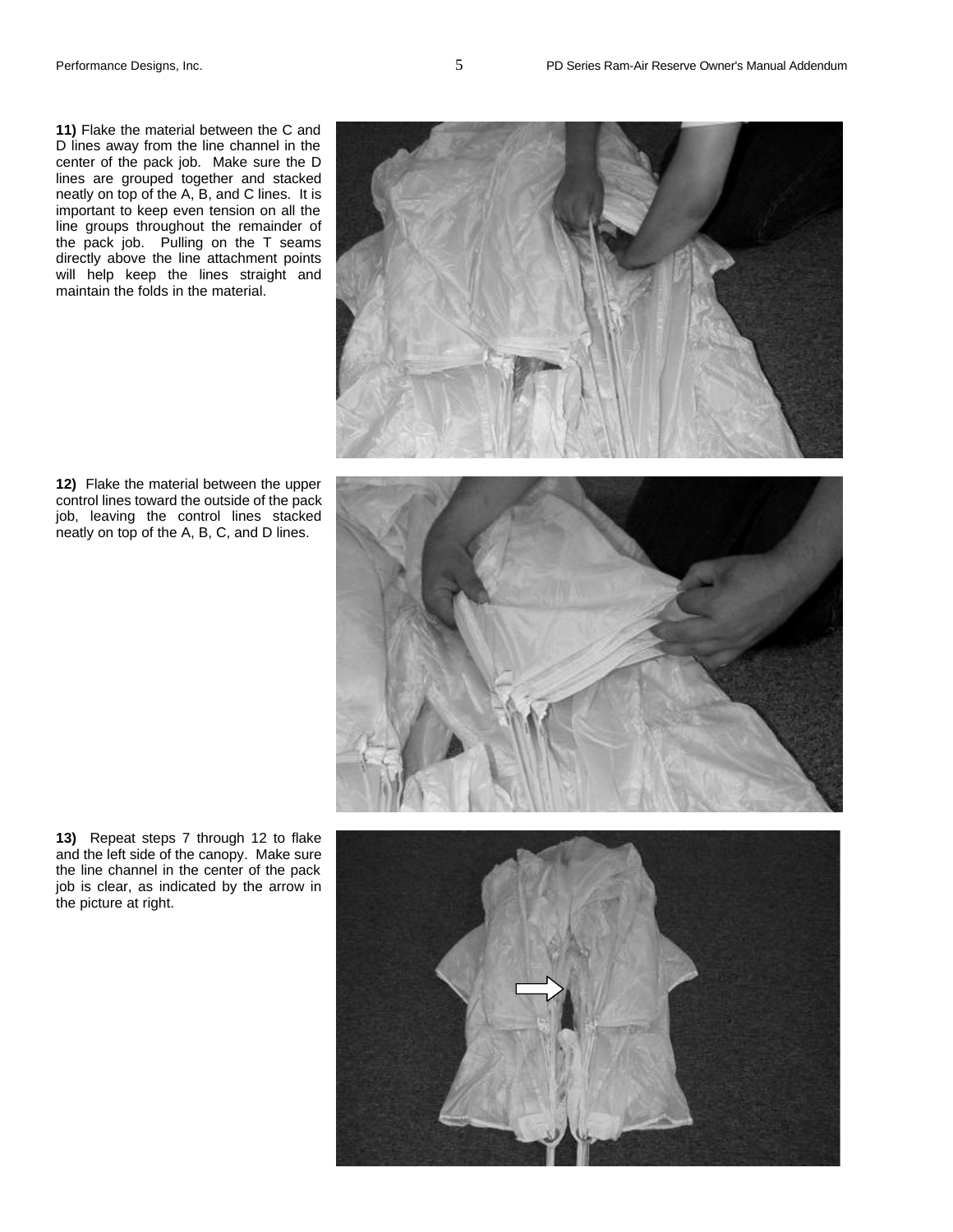**11)** Flake the material between the C and D lines away from the line channel in the center of the pack job. Make sure the D lines are grouped together and stacked neatly on top of the A, B, and C lines. It is important to keep even tension on all the line groups throughout the remainder of the pack job. Pulling on the T seams directly above the line attachment points will help keep the lines straight and maintain the folds in the material.

**12)** Flake the material between the upper control lines toward the outside of the pack job, leaving the control lines stacked neatly on top of the A, B, C, and D lines.

**13)** Repeat steps 7 through 12 to flake and the left side of the canopy. Make sure the line channel in the center of the pack job is clear, as indicated by the arrow in the picture at right.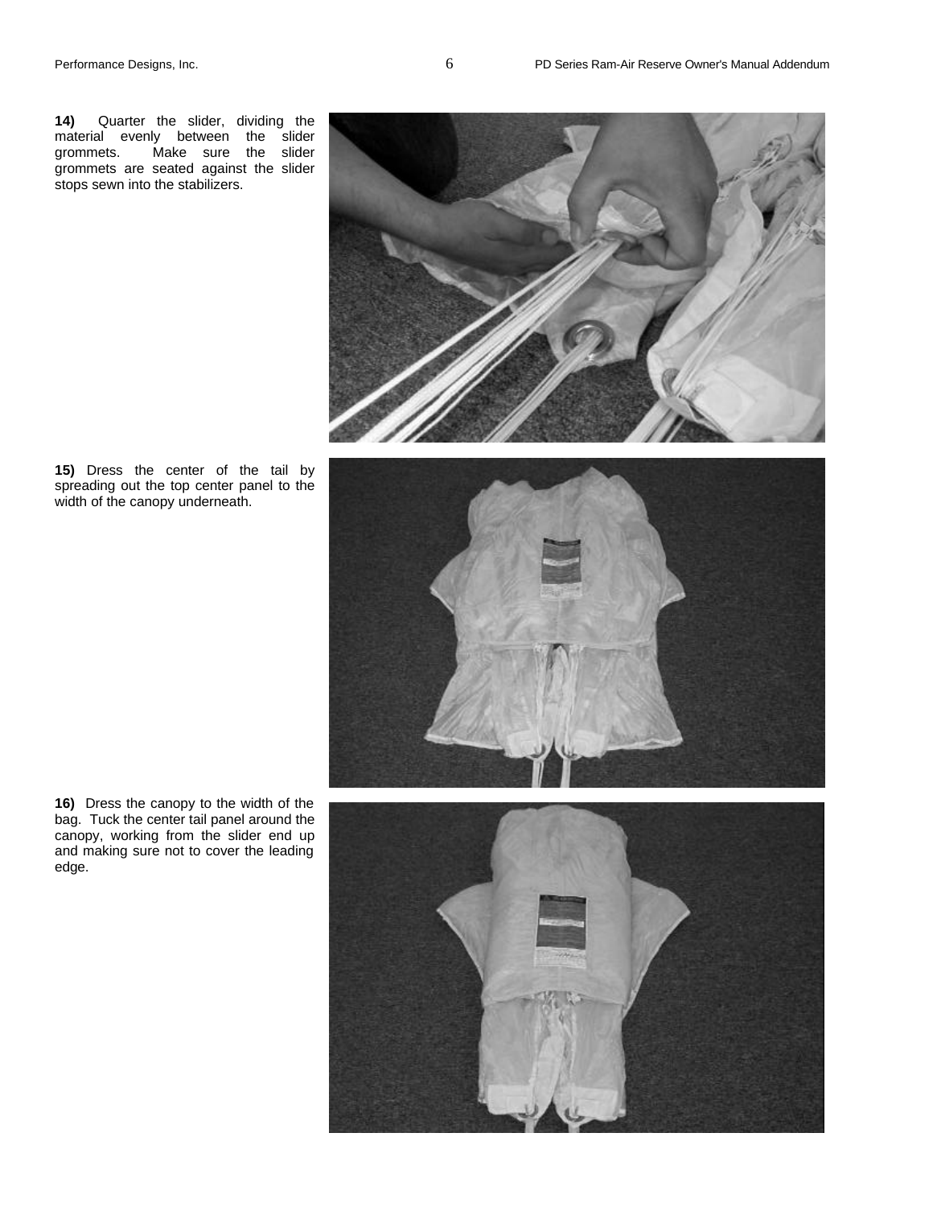**14)** Quarter the slider, dividing the material evenly between the slider grommets. Make sure the slider grommets are seated against the slider stops sewn into the stabilizers.

**15)** Dress the center of the tail by spreading out the top center panel to the width of the canopy underneath.

**16)** Dress the canopy to the width of the bag. Tuck the center tail panel around the canopy, working from the slider end up and making sure not to cover the leading edge.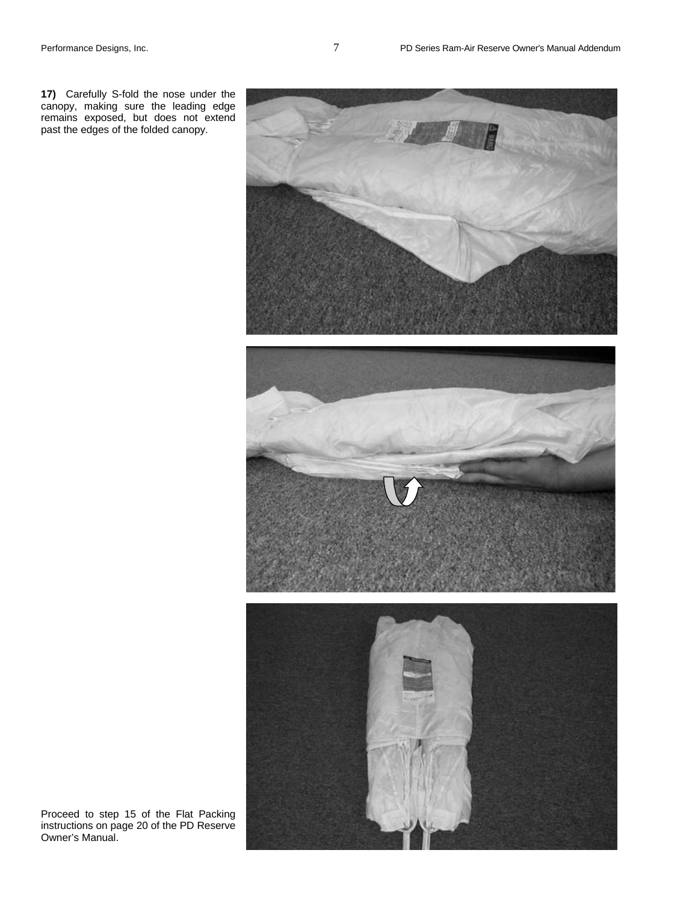**17)** Carefully S-fold the nose under the canopy, making sure the leading edge remains exposed, but does not extend past the edges of the folded canopy.

Proceed to step 15 of the Flat Packing instructions on page 20 of the PD Reserve Owner's Manual.